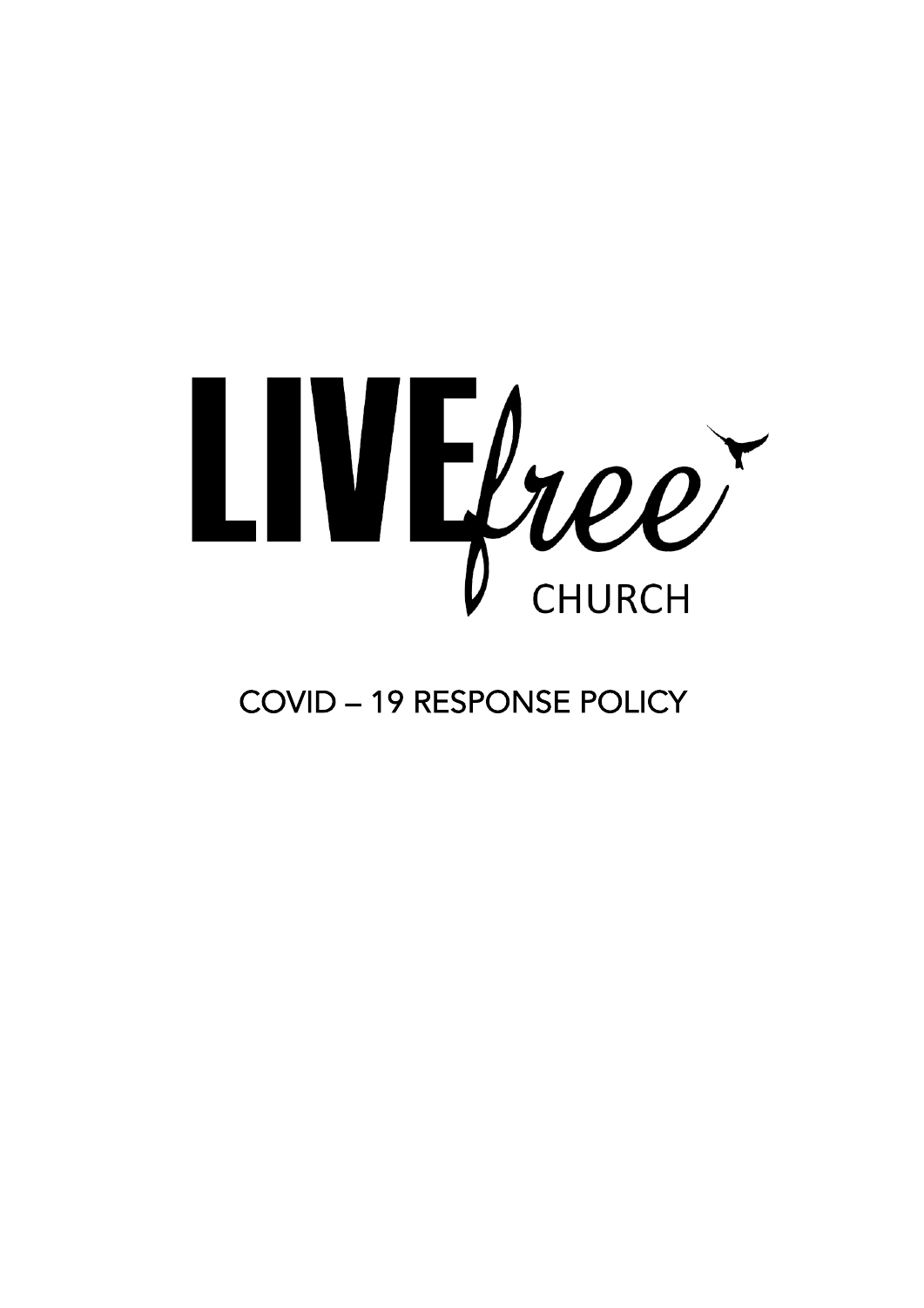# LIVE free CHURCH

## COVID – 19 RESPONSE POLICY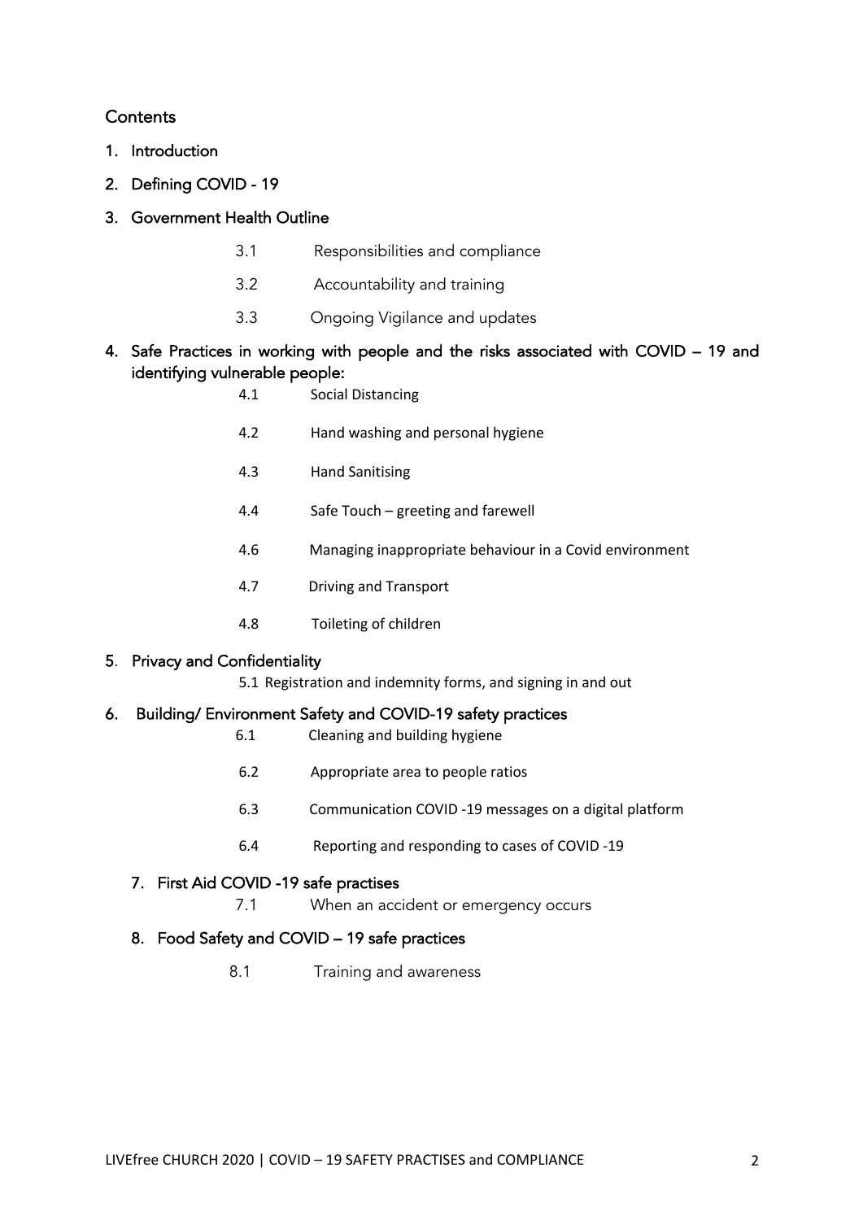## Contents

1. Introduction
2. Defining COVID - 19
3. Government Health Outline
   - 3.1 Responsibilities and compliance
   - 3.2 Accountability and training
   - 3.3 Ongoing Vigilance and updates
4. Safe Practices in working with people and the risks associated with COVID – 19 and identifying vulnerable people:
   - 4.1 Social Distancing
   - 4.2 Hand washing and personal hygiene
   - 4.3 Hand Sanitising
   - 4.4 Safe Touch – greeting and farewell
   - 4.6 Managing inappropriate behaviour in a Covid environment
   - 4.7 Driving and Transport
   - 4.8 Toileting of children
5. Privacy and Confidentiality
   - 5.1 Registration and indemnity forms, and signing in and out
6. Building/ Environment Safety and COVID-19 safety practices
   - 6.1 Cleaning and building hygiene
   - 6.2 Appropriate area to people ratios
   - 6.3 Communication COVID -19 messages on a digital platform
   - 6.4 Reporting and responding to cases of COVID -19
7. First Aid COVID -19 safe practises
   - 7.1 When an accident or emergency occurs
8. Food Safety and COVID – 19 safe practices
   - 8.1 Training and awareness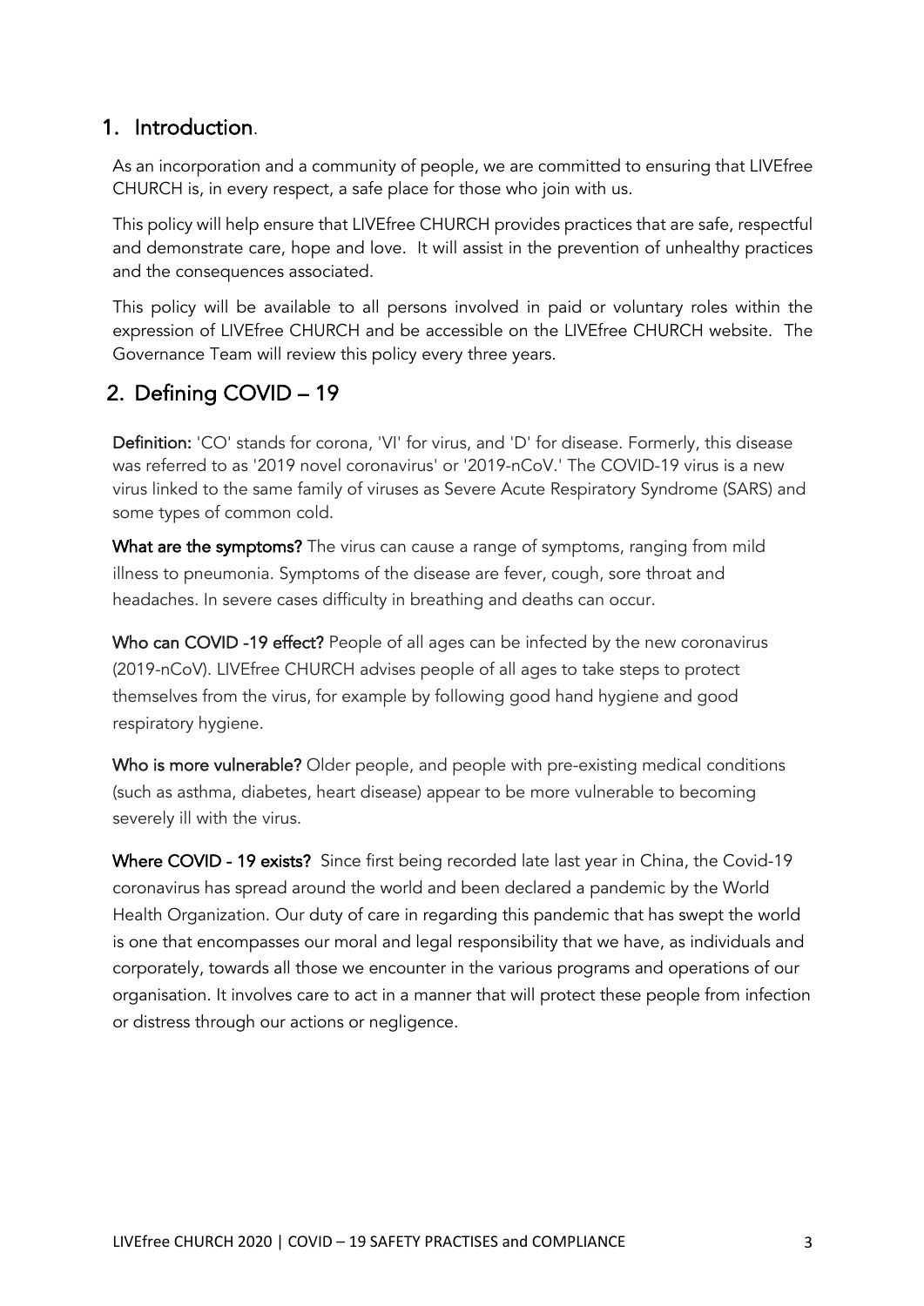## 1. Introduction.

As an incorporation and a community of people, we are committed to ensuring that LIVEfree CHURCH is, in every respect, a safe place for those who join with us.

This policy will help ensure that LIVEfree CHURCH provides practices that are safe, respectful and demonstrate care, hope and love. It will assist in the prevention of unhealthy practices and the consequences associated.

This policy will be available to all persons involved in paid or voluntary roles within the expression of LIVEfree CHURCH and be accessible on the LIVEfree CHURCH website. The Governance Team will review this policy every three years.

## 2. Defining COVID – 19

**Definition:** 'CO' stands for corona, 'VI' for virus, and 'D' for disease. Formerly, this disease was referred to as '2019 novel coronavirus' or '2019-nCoV.' The COVID-19 virus is a new virus linked to the same family of viruses as Severe Acute Respiratory Syndrome (SARS) and some types of common cold.

**What are the symptoms?** The virus can cause a range of symptoms, ranging from mild illness to pneumonia. Symptoms of the disease are fever, cough, sore throat and headaches. In severe cases difficulty in breathing and deaths can occur.

**Who can COVID -19 effect?** People of all ages can be infected by the new coronavirus (2019-nCoV). LIVEfree CHURCH advises people of all ages to take steps to protect themselves from the virus, for example by following good hand hygiene and good respiratory hygiene.

**Who is more vulnerable?** Older people, and people with pre-existing medical conditions (such as asthma, diabetes, heart disease) appear to be more vulnerable to becoming severely ill with the virus.

**Where COVID - 19 exists?** Since first being recorded late last year in China, the Covid-19 coronavirus has spread around the world and been declared a pandemic by the World Health Organization. Our duty of care in regarding this pandemic that has swept the world is one that encompasses our moral and legal responsibility that we have, as individuals and corporately, towards all those we encounter in the various programs and operations of our organisation. It involves care to act in a manner that will protect these people from infection or distress through our actions or negligence.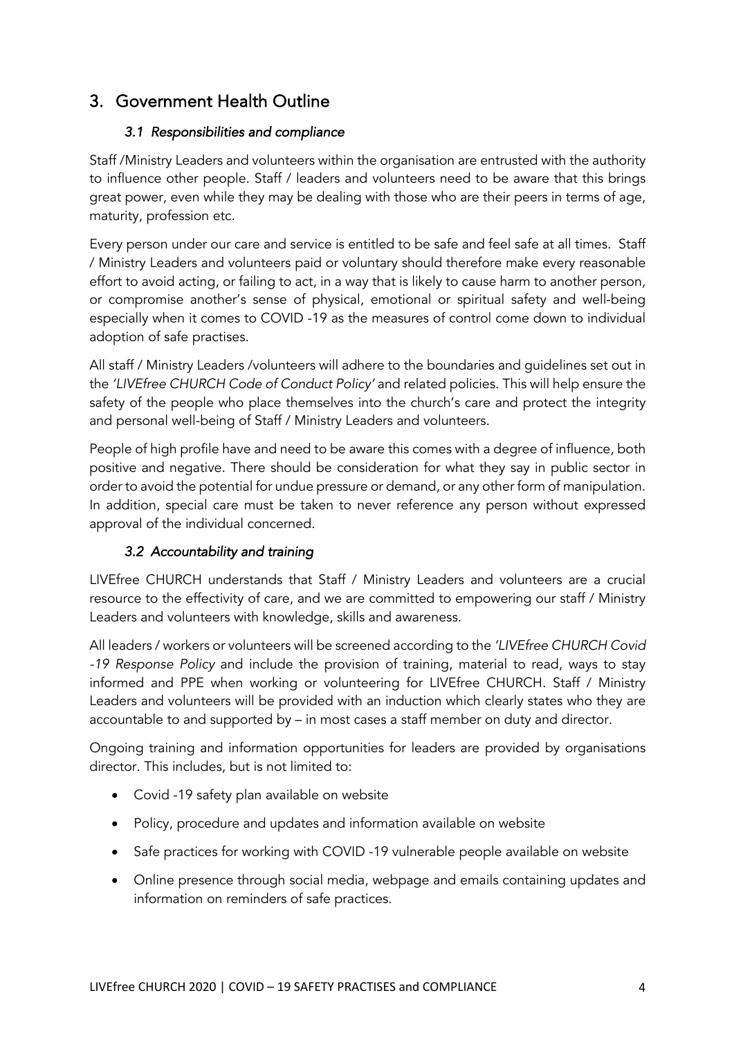## 3. Government Health Outline

### *3.1 Responsibilities and compliance*

Staff /Ministry Leaders and volunteers within the organisation are entrusted with the authority to influence other people. Staff / leaders and volunteers need to be aware that this brings great power, even while they may be dealing with those who are their peers in terms of age, maturity, profession etc.

Every person under our care and service is entitled to be safe and feel safe at all times. Staff / Ministry Leaders and volunteers paid or voluntary should therefore make every reasonable effort to avoid acting, or failing to act, in a way that is likely to cause harm to another person, or compromise another's sense of physical, emotional or spiritual safety and well-being especially when it comes to COVID -19 as the measures of control come down to individual adoption of safe practises.

All staff / Ministry Leaders /volunteers will adhere to the boundaries and guidelines set out in the *'LIVEfree CHURCH Code of Conduct Policy'* and related policies. This will help ensure the safety of the people who place themselves into the church's care and protect the integrity and personal well-being of Staff / Ministry Leaders and volunteers.

People of high profile have and need to be aware this comes with a degree of influence, both positive and negative. There should be consideration for what they say in public sector in order to avoid the potential for undue pressure or demand, or any other form of manipulation. In addition, special care must be taken to never reference any person without expressed approval of the individual concerned.

### *3.2 Accountability and training*

LIVEfree CHURCH understands that Staff / Ministry Leaders and volunteers are a crucial resource to the effectivity of care, and we are committed to empowering our staff / Ministry Leaders and volunteers with knowledge, skills and awareness.

All leaders / workers or volunteers will be screened according to the *'LIVEfree CHURCH Covid -19 Response Policy* and include the provision of training, material to read, ways to stay informed and PPE when working or volunteering for LIVEfree CHURCH. Staff / Ministry Leaders and volunteers will be provided with an induction which clearly states who they are accountable to and supported by – in most cases a staff member on duty and director.

Ongoing training and information opportunities for leaders are provided by organisations director. This includes, but is not limited to:

- Covid -19 safety plan available on website
- Policy, procedure and updates and information available on website
- Safe practices for working with COVID -19 vulnerable people available on website
- Online presence through social media, webpage and emails containing updates and information on reminders of safe practices.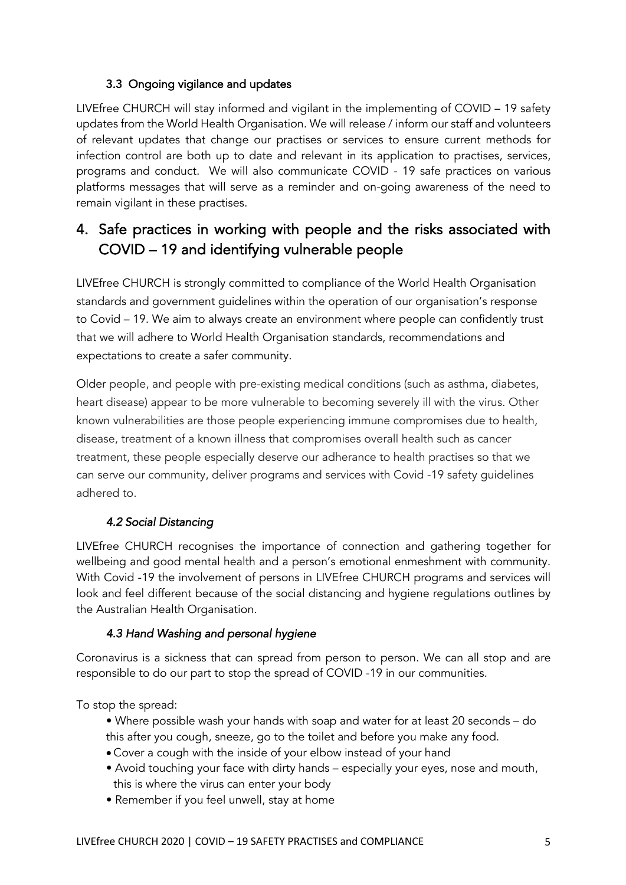### 3.3 Ongoing vigilance and updates

LIVEfree CHURCH will stay informed and vigilant in the implementing of COVID – 19 safety updates from the World Health Organisation. We will release / inform our staff and volunteers of relevant updates that change our practises or services to ensure current methods for infection control are both up to date and relevant in its application to practises, services, programs and conduct. We will also communicate COVID - 19 safe practices on various platforms messages that will serve as a reminder and on-going awareness of the need to remain vigilant in these practises.

## 4. Safe practices in working with people and the risks associated with COVID – 19 and identifying vulnerable people

LIVEfree CHURCH is strongly committed to compliance of the World Health Organisation standards and government guidelines within the operation of our organisation's response to Covid – 19. We aim to always create an environment where people can confidently trust that we will adhere to World Health Organisation standards, recommendations and expectations to create a safer community.

Older people, and people with pre-existing medical conditions (such as asthma, diabetes, heart disease) appear to be more vulnerable to becoming severely ill with the virus. Other known vulnerabilities are those people experiencing immune compromises due to health, disease, treatment of a known illness that compromises overall health such as cancer treatment, these people especially deserve our adherance to health practises so that we can serve our community, deliver programs and services with Covid -19 safety guidelines adhered to.

### *4.2 Social Distancing*

LIVEfree CHURCH recognises the importance of connection and gathering together for wellbeing and good mental health and a person's emotional enmeshment with community. With Covid -19 the involvement of persons in LIVEfree CHURCH programs and services will look and feel different because of the social distancing and hygiene regulations outlines by the Australian Health Organisation.

### *4.3 Hand Washing and personal hygiene*

Coronavirus is a sickness that can spread from person to person. We can all stop and are responsible to do our part to stop the spread of COVID -19 in our communities.

To stop the spread:

- Where possible wash your hands with soap and water for at least 20 seconds – do this after you cough, sneeze, go to the toilet and before you make any food.
- Cover a cough with the inside of your elbow instead of your hand
- Avoid touching your face with dirty hands – especially your eyes, nose and mouth, this is where the virus can enter your body
- Remember if you feel unwell, stay at home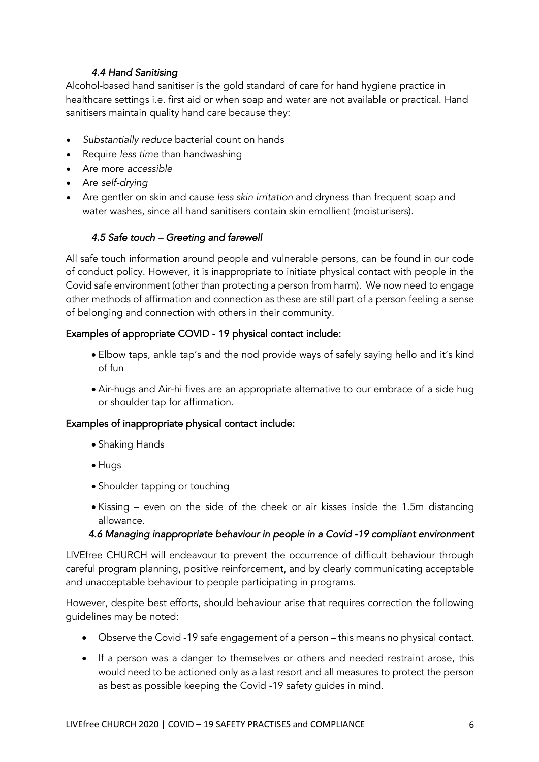### *4.4 Hand Sanitising*

Alcohol-based hand sanitiser is the gold standard of care for hand hygiene practice in healthcare settings i.e. first aid or when soap and water are not available or practical. Hand sanitisers maintain quality hand care because they:

- *Substantially reduce* bacterial count on hands
- Require *less time* than handwashing
- Are more *accessible*
- Are *self-drying*
- Are gentler on skin and cause *less skin irritation* and dryness than frequent soap and water washes, since all hand sanitisers contain skin emollient (moisturisers).

### *4.5 Safe touch – Greeting and farewell*

All safe touch information around people and vulnerable persons, can be found in our code of conduct policy. However, it is inappropriate to initiate physical contact with people in the Covid safe environment (other than protecting a person from harm). We now need to engage other methods of affirmation and connection as these are still part of a person feeling a sense of belonging and connection with others in their community.

**Examples of appropriate COVID - 19 physical contact include:**

- Elbow taps, ankle tap's and the nod provide ways of safely saying hello and it's kind of fun
- Air-hugs and Air-hi fives are an appropriate alternative to our embrace of a side hug or shoulder tap for affirmation.

**Examples of inappropriate physical contact include:**

- Shaking Hands
- Hugs
- Shoulder tapping or touching
- Kissing – even on the side of the cheek or air kisses inside the 1.5m distancing allowance.

### *4.6 Managing inappropriate behaviour in people in a Covid -19 compliant environment*

LIVEfree CHURCH will endeavour to prevent the occurrence of difficult behaviour through careful program planning, positive reinforcement, and by clearly communicating acceptable and unacceptable behaviour to people participating in programs.

However, despite best efforts, should behaviour arise that requires correction the following guidelines may be noted:

- Observe the Covid -19 safe engagement of a person – this means no physical contact.
- If a person was a danger to themselves or others and needed restraint arose, this would need to be actioned only as a last resort and all measures to protect the person as best as possible keeping the Covid -19 safety guides in mind.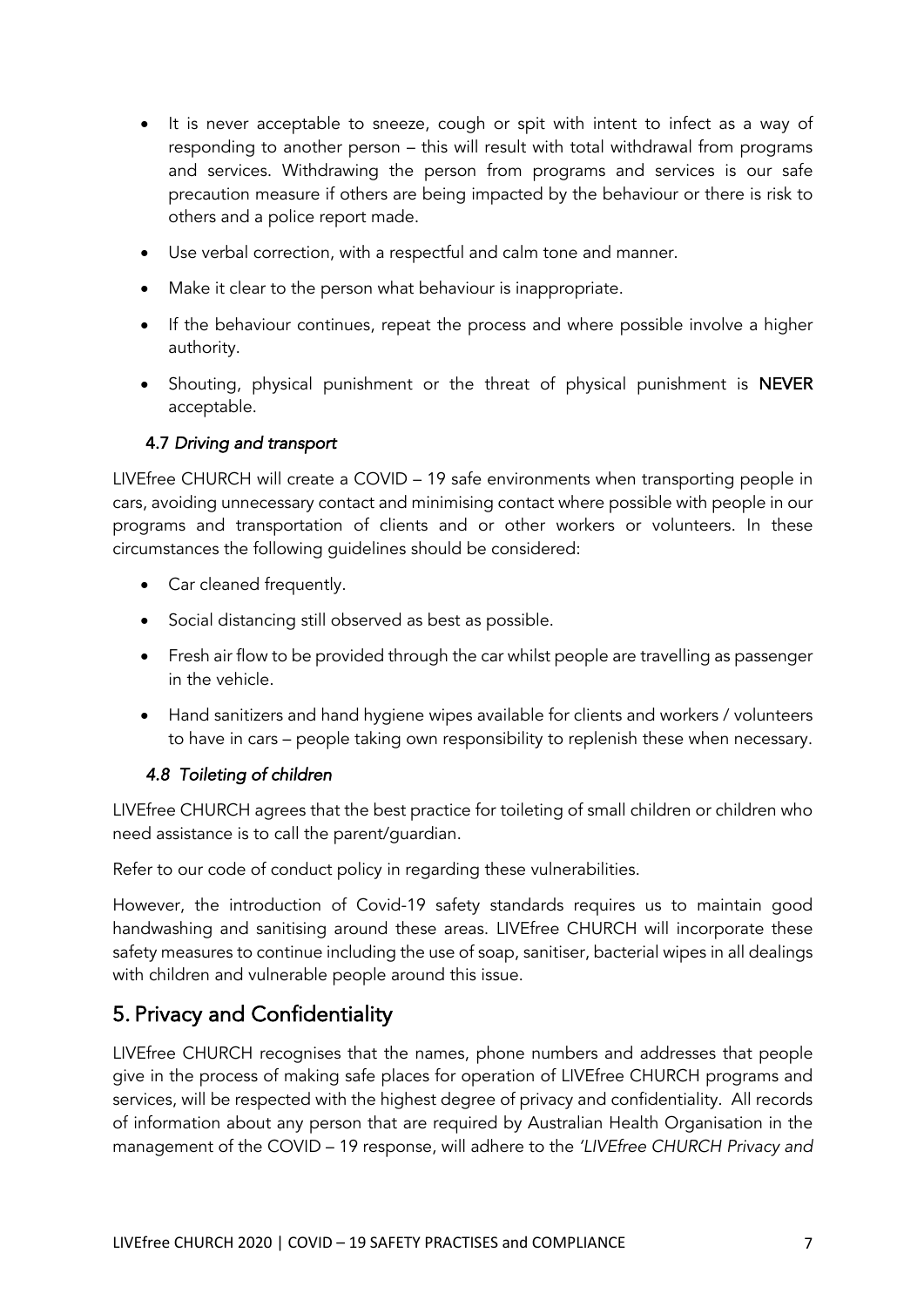- It is never acceptable to sneeze, cough or spit with intent to infect as a way of responding to another person – this will result with total withdrawal from programs and services. Withdrawing the person from programs and services is our safe precaution measure if others are being impacted by the behaviour or there is risk to others and a police report made.
- Use verbal correction, with a respectful and calm tone and manner.
- Make it clear to the person what behaviour is inappropriate.
- If the behaviour continues, repeat the process and where possible involve a higher authority.
- Shouting, physical punishment or the threat of physical punishment is **NEVER** acceptable.

### 4.7 *Driving and transport*

LIVEfree CHURCH will create a COVID – 19 safe environments when transporting people in cars, avoiding unnecessary contact and minimising contact where possible with people in our programs and transportation of clients and or other workers or volunteers. In these circumstances the following guidelines should be considered:

- Car cleaned frequently.
- Social distancing still observed as best as possible.
- Fresh air flow to be provided through the car whilst people are travelling as passenger in the vehicle.
- Hand sanitizers and hand hygiene wipes available for clients and workers / volunteers to have in cars – people taking own responsibility to replenish these when necessary.

### *4.8 Toileting of children*

LIVEfree CHURCH agrees that the best practice for toileting of small children or children who need assistance is to call the parent/guardian.

Refer to our code of conduct policy in regarding these vulnerabilities.

However, the introduction of Covid-19 safety standards requires us to maintain good handwashing and sanitising around these areas. LIVEfree CHURCH will incorporate these safety measures to continue including the use of soap, sanitiser, bacterial wipes in all dealings with children and vulnerable people around this issue.

## 5. Privacy and Confidentiality

LIVEfree CHURCH recognises that the names, phone numbers and addresses that people give in the process of making safe places for operation of LIVEfree CHURCH programs and services, will be respected with the highest degree of privacy and confidentiality. All records of information about any person that are required by Australian Health Organisation in the management of the COVID – 19 response, will adhere to the *'LIVEfree CHURCH Privacy and*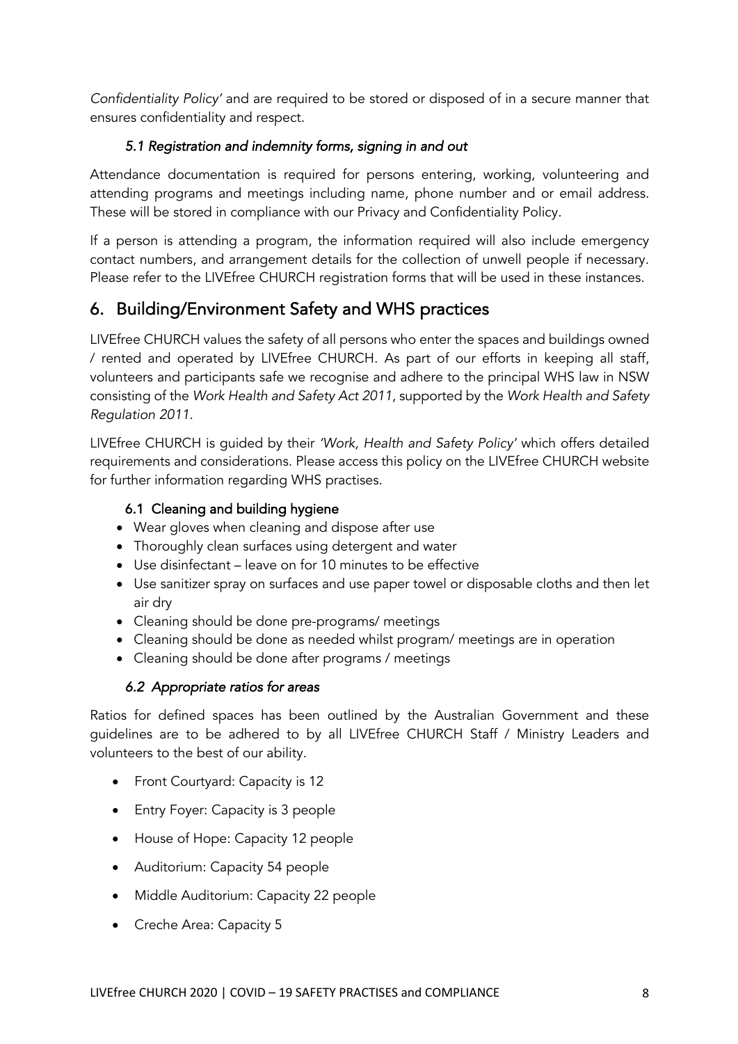*Confidentiality Policy'* and are required to be stored or disposed of in a secure manner that ensures confidentiality and respect.

### *5.1 Registration and indemnity forms, signing in and out*

Attendance documentation is required for persons entering, working, volunteering and attending programs and meetings including name, phone number and or email address. These will be stored in compliance with our Privacy and Confidentiality Policy.

If a person is attending a program, the information required will also include emergency contact numbers, and arrangement details for the collection of unwell people if necessary. Please refer to the LIVEfree CHURCH registration forms that will be used in these instances.

## 6. Building/Environment Safety and WHS practices

LIVEfree CHURCH values the safety of all persons who enter the spaces and buildings owned / rented and operated by LIVEfree CHURCH. As part of our efforts in keeping all staff, volunteers and participants safe we recognise and adhere to the principal WHS law in NSW consisting of the *Work Health and Safety Act 2011*, supported by the *Work Health and Safety Regulation 2011*.

LIVEfree CHURCH is guided by their *'Work, Health and Safety Policy'* which offers detailed requirements and considerations. Please access this policy on the LIVEfree CHURCH website for further information regarding WHS practises.

### 6.1 Cleaning and building hygiene

- Wear gloves when cleaning and dispose after use
- Thoroughly clean surfaces using detergent and water
- Use disinfectant – leave on for 10 minutes to be effective
- Use sanitizer spray on surfaces and use paper towel or disposable cloths and then let air dry
- Cleaning should be done pre-programs/ meetings
- Cleaning should be done as needed whilst program/ meetings are in operation
- Cleaning should be done after programs / meetings

### *6.2 Appropriate ratios for areas*

Ratios for defined spaces has been outlined by the Australian Government and these guidelines are to be adhered to by all LIVEfree CHURCH Staff / Ministry Leaders and volunteers to the best of our ability.

- Front Courtyard: Capacity is 12
- Entry Foyer: Capacity is 3 people
- House of Hope: Capacity 12 people
- Auditorium: Capacity 54 people
- Middle Auditorium: Capacity 22 people
- Creche Area: Capacity 5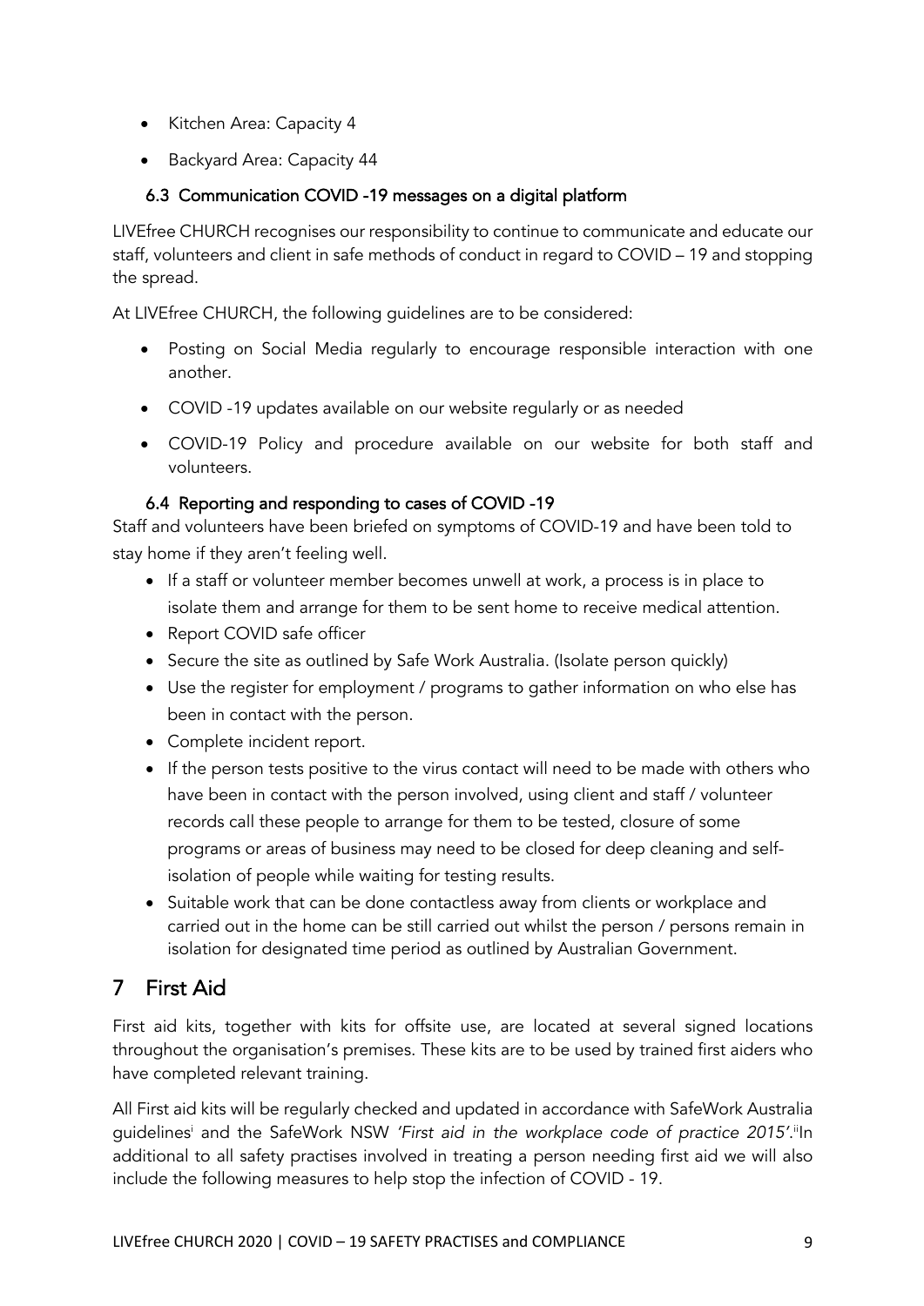- Kitchen Area: Capacity 4
- Backyard Area: Capacity 44

### 6.3 Communication COVID -19 messages on a digital platform

LIVEfree CHURCH recognises our responsibility to continue to communicate and educate our staff, volunteers and client in safe methods of conduct in regard to COVID – 19 and stopping the spread.

At LIVEfree CHURCH, the following guidelines are to be considered:

- Posting on Social Media regularly to encourage responsible interaction with one another.
- COVID -19 updates available on our website regularly or as needed
- COVID-19 Policy and procedure available on our website for both staff and volunteers.

### 6.4 Reporting and responding to cases of COVID -19

Staff and volunteers have been briefed on symptoms of COVID-19 and have been told to stay home if they aren't feeling well.

- If a staff or volunteer member becomes unwell at work, a process is in place to isolate them and arrange for them to be sent home to receive medical attention.
- Report COVID safe officer
- Secure the site as outlined by Safe Work Australia. (Isolate person quickly)
- Use the register for employment / programs to gather information on who else has been in contact with the person.
- Complete incident report.
- If the person tests positive to the virus contact will need to be made with others who have been in contact with the person involved, using client and staff / volunteer records call these people to arrange for them to be tested, closure of some programs or areas of business may need to be closed for deep cleaning and self-isolation of people while waiting for testing results.
- Suitable work that can be done contactless away from clients or workplace and carried out in the home can be still carried out whilst the person / persons remain in isolation for designated time period as outlined by Australian Government.

## 7 First Aid

First aid kits, together with kits for offsite use, are located at several signed locations throughout the organisation's premises. These kits are to be used by trained first aiders who have completed relevant training.

All First aid kits will be regularly checked and updated in accordance with SafeWork Australia guidelines[i] and the SafeWork NSW *'First aid in the workplace code of practice 2015'*.[ii]In additional to all safety practises involved in treating a person needing first aid we will also include the following measures to help stop the infection of COVID - 19.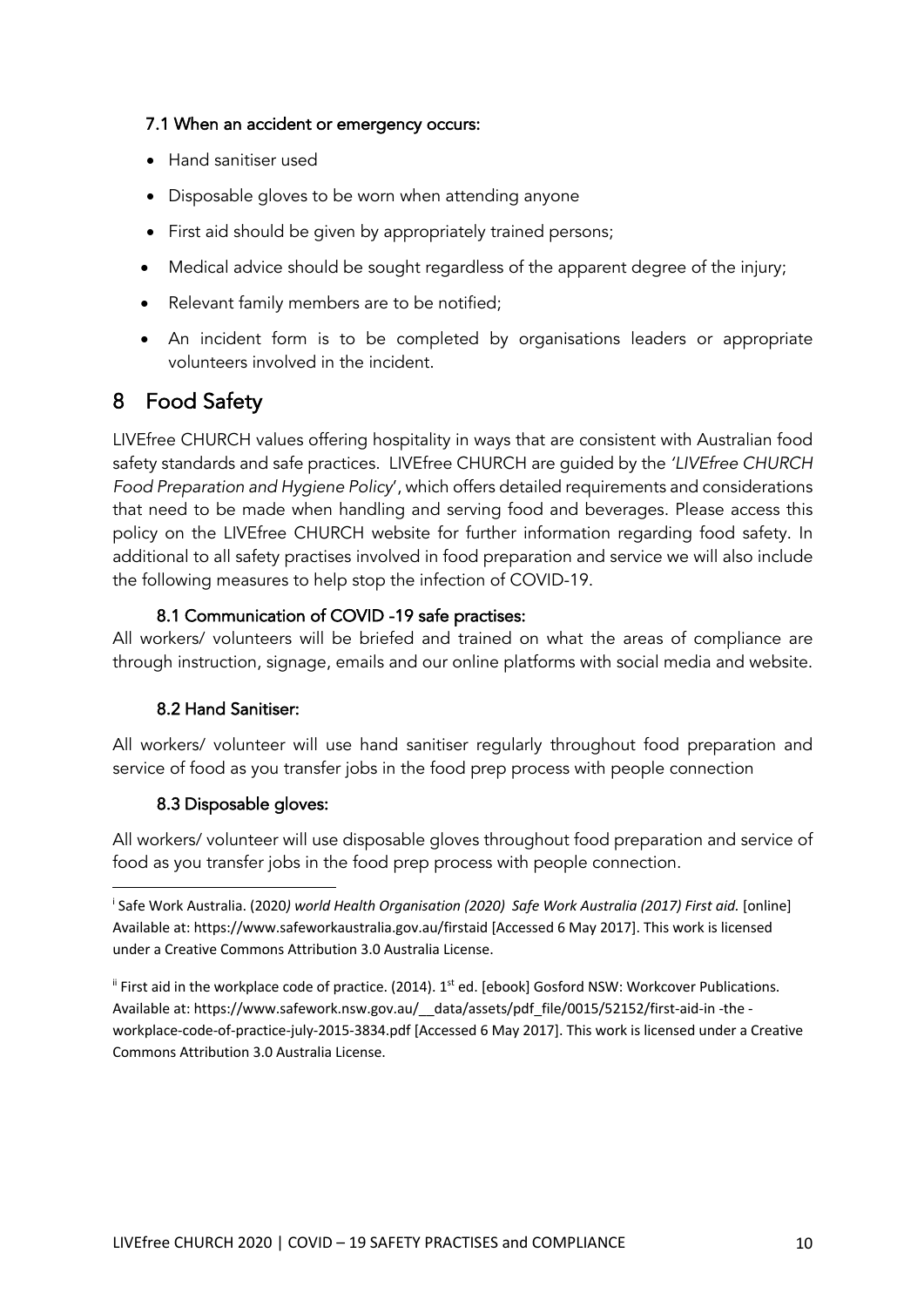### 7.1 When an accident or emergency occurs:

- Hand sanitiser used
- Disposable gloves to be worn when attending anyone
- First aid should be given by appropriately trained persons;
- Medical advice should be sought regardless of the apparent degree of the injury;
- Relevant family members are to be notified;
- An incident form is to be completed by organisations leaders or appropriate volunteers involved in the incident.

# 8 Food Safety

LIVEfree CHURCH values offering hospitality in ways that are consistent with Australian food safety standards and safe practices. LIVEfree CHURCH are guided by the *'LIVEfree CHURCH Food Preparation and Hygiene Policy*', which offers detailed requirements and considerations that need to be made when handling and serving food and beverages. Please access this policy on the LIVEfree CHURCH website for further information regarding food safety. In additional to all safety practises involved in food preparation and service we will also include the following measures to help stop the infection of COVID-19.

### 8.1 Communication of COVID -19 safe practises:

All workers/ volunteers will be briefed and trained on what the areas of compliance are through instruction, signage, emails and our online platforms with social media and website.

### 8.2 Hand Sanitiser:

All workers/ volunteer will use hand sanitiser regularly throughout food preparation and service of food as you transfer jobs in the food prep process with people connection

### 8.3 Disposable gloves:

All workers/ volunteer will use disposable gloves throughout food preparation and service of food as you transfer jobs in the food prep process with people connection.

---

[i] Safe Work Australia. (2020*) world Health Organisation (2020) Safe Work Australia (2017) First aid.* [online] Available at: https://www.safeworkaustralia.gov.au/firstaid [Accessed 6 May 2017]. This work is licensed under a Creative Commons Attribution 3.0 Australia License.

[ii] First aid in the workplace code of practice. (2014). 1st ed. [ebook] Gosford NSW: Workcover Publications. Available at: https://www.safework.nsw.gov.au/__data/assets/pdf_file/0015/52152/first-aid-in -the - workplace-code-of-practice-july-2015-3834.pdf [Accessed 6 May 2017]. This work is licensed under a Creative Commons Attribution 3.0 Australia License.